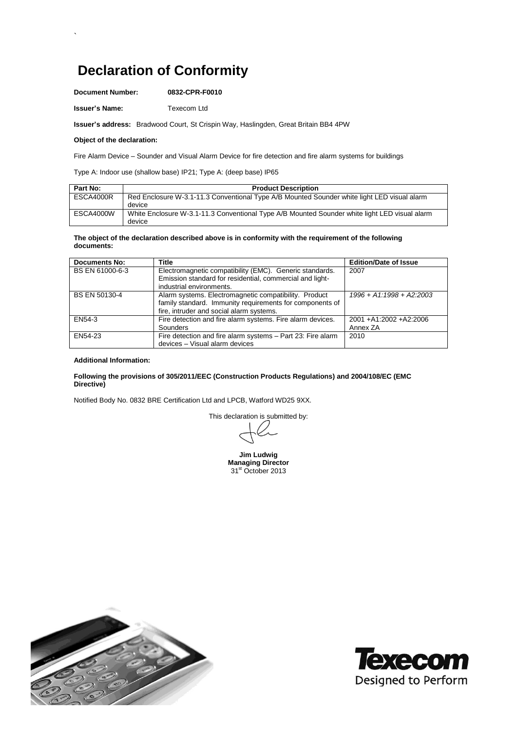# Declaration of Conformity

**Document Number:** **0832-CPR-F0010**

**Issuer's Name:** Texecom Ltd

**Issuer's address:** Bradwood Court, St Crispin Way, Haslingden, Great Britain BB4 4PW

**Object of the declaration:**

Fire Alarm Device – Sounder and Visual Alarm Device for fire detection and fire alarm systems for buildings

Type A: Indoor use (shallow base) IP21; Type A: (deep base) IP65

| Part No: | Product Description |
|---|---|
| ESCA4000R | Red Enclosure W-3.1-11.3 Conventional Type A/B Mounted Sounder white light LED visual alarm device |
| ESCA4000W | White Enclosure W-3.1-11.3 Conventional Type A/B Mounted Sounder white light LED visual alarm device |

**The object of the declaration described above is in conformity with the requirement of the following documents:**

| Documents No: | Title | Edition/Date of Issue |
|---|---|---|
| BS EN 61000-6-3 | Electromagnetic compatibility (EMC). Generic standards. Emission standard for residential, commercial and light-industrial environments. | 2007 |
| BS EN 50130-4 | Alarm systems. Electromagnetic compatibility. Product family standard. Immunity requirements for components of fire, intruder and social alarm systems. | *1996 + A1:1998 + A2:2003* |
| EN54-3 | Fire detection and fire alarm systems. Fire alarm devices. Sounders | 2001 +A1:2002 +A2:2006 Annex ZA |
| EN54-23 | Fire detection and fire alarm systems – Part 23: Fire alarm devices – Visual alarm devices | 2010 |

**Additional Information:**

**Following the provisions of 305/2011/EEC (Construction Products Regulations) and 2004/108/EC (EMC Directive)**

Notified Body No. 0832 BRE Certification Ltd and LPCB, Watford WD25 9XX.

This declaration is submitted by:

**Jim Ludwig**
**Managing Director**
31st October 2013

Texecom
Designed to Perform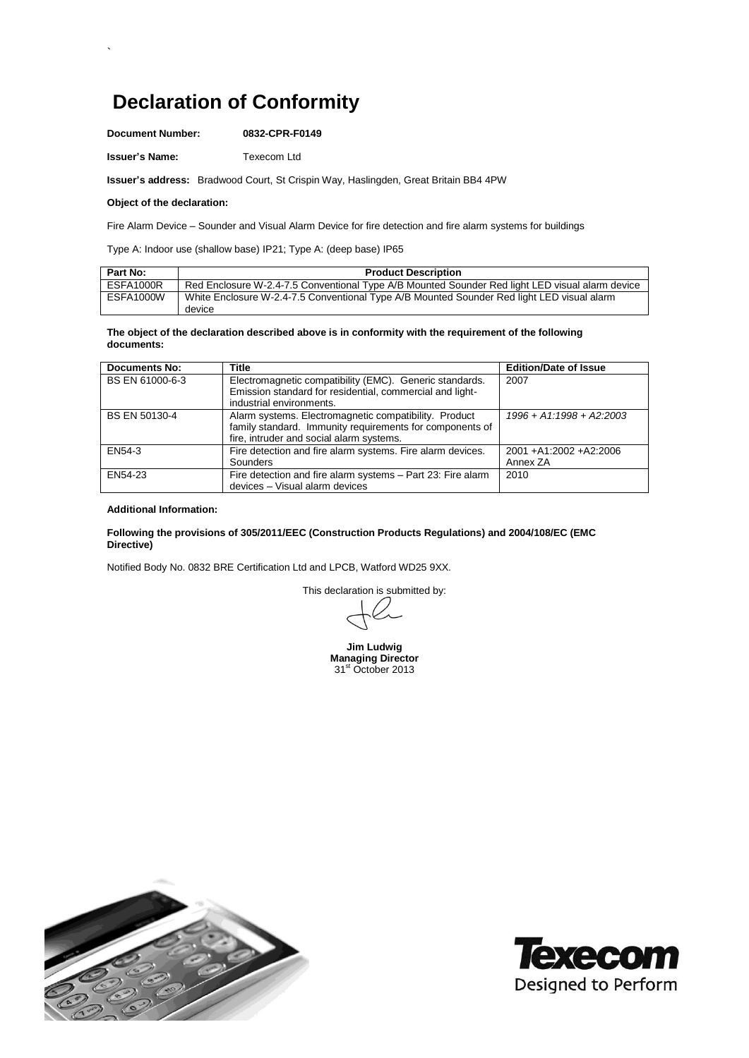# Declaration of Conformity

**Document Number:** **0832-CPR-F0149**

**Issuer's Name:** Texecom Ltd

**Issuer's address:** Bradwood Court, St Crispin Way, Haslingden, Great Britain BB4 4PW

**Object of the declaration:**

Fire Alarm Device – Sounder and Visual Alarm Device for fire detection and fire alarm systems for buildings

Type A: Indoor use (shallow base) IP21; Type A: (deep base) IP65

| Part No: | Product Description |
|---|---|
| ESFA1000R | Red Enclosure W-2.4-7.5 Conventional Type A/B Mounted Sounder Red light LED visual alarm device |
| ESFA1000W | White Enclosure W-2.4-7.5 Conventional Type A/B Mounted Sounder Red light LED visual alarm device |

**The object of the declaration described above is in conformity with the requirement of the following documents:**

| Documents No: | Title | Edition/Date of Issue |
|---|---|---|
| BS EN 61000-6-3 | Electromagnetic compatibility (EMC). Generic standards. Emission standard for residential, commercial and light-industrial environments. | 2007 |
| BS EN 50130-4 | Alarm systems. Electromagnetic compatibility. Product family standard. Immunity requirements for components of fire, intruder and social alarm systems. | *1996 + A1:1998 + A2:2003* |
| EN54-3 | Fire detection and fire alarm systems. Fire alarm devices. Sounders | 2001 +A1:2002 +A2:2006 Annex ZA |
| EN54-23 | Fire detection and fire alarm systems – Part 23: Fire alarm devices – Visual alarm devices | 2010 |

**Additional Information:**

**Following the provisions of 305/2011/EEC (Construction Products Regulations) and 2004/108/EC (EMC Directive)**

Notified Body No. 0832 BRE Certification Ltd and LPCB, Watford WD25 9XX.

This declaration is submitted by:

**Jim Ludwig**
**Managing Director**
31st October 2013

Texecom
Designed to Perform